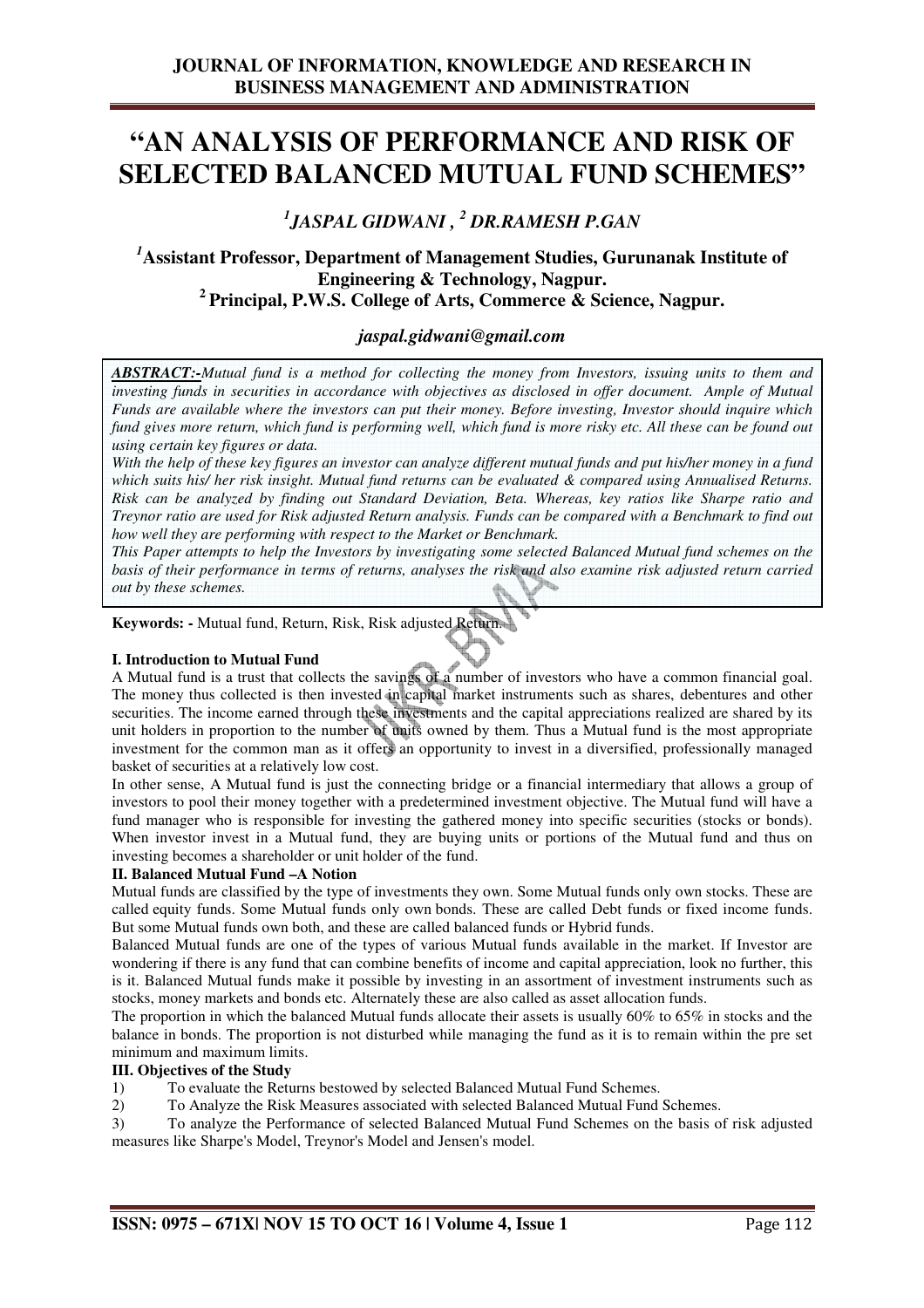# "AN ANALYSIS OF PERFORMANCE AND RISK OF SELECTED BALANCED MUTUAL FUND SCHEMES"

## [1]JASPAL GIDWANI , [2] DR.RAMESH P.GAN

**[1]Assistant Professor, Department of Management Studies, Gurunanak Institute of Engineering & Technology, Nagpur.**
**[2] Principal, P.W.S. College of Arts, Commerce & Science, Nagpur.**

*jaspal.gidwani@gmail.com*

***ABSTRACT:-****Mutual fund is a method for collecting the money from Investors, issuing units to them and investing funds in securities in accordance with objectives as disclosed in offer document. Ample of Mutual Funds are available where the investors can put their money. Before investing, Investor should inquire which fund gives more return, which fund is performing well, which fund is more risky etc. All these can be found out using certain key figures or data.*

*With the help of these key figures an investor can analyze different mutual funds and put his/her money in a fund which suits his/ her risk insight. Mutual fund returns can be evaluated & compared using Annualised Returns. Risk can be analyzed by finding out Standard Deviation, Beta. Whereas, key ratios like Sharpe ratio and Treynor ratio are used for Risk adjusted Return analysis. Funds can be compared with a Benchmark to find out how well they are performing with respect to the Market or Benchmark.*

*This Paper attempts to help the Investors by investigating some selected Balanced Mutual fund schemes on the basis of their performance in terms of returns, analyses the risk and also examine risk adjusted return carried out by these schemes.*

**Keywords: -** Mutual fund, Return, Risk, Risk adjusted Return.

### I. Introduction to Mutual Fund

A Mutual fund is a trust that collects the savings of a number of investors who have a common financial goal. The money thus collected is then invested in capital market instruments such as shares, debentures and other securities. The income earned through these investments and the capital appreciations realized are shared by its unit holders in proportion to the number of units owned by them. Thus a Mutual fund is the most appropriate investment for the common man as it offers an opportunity to invest in a diversified, professionally managed basket of securities at a relatively low cost.

In other sense, A Mutual fund is just the connecting bridge or a financial intermediary that allows a group of investors to pool their money together with a predetermined investment objective. The Mutual fund will have a fund manager who is responsible for investing the gathered money into specific securities (stocks or bonds). When investor invest in a Mutual fund, they are buying units or portions of the Mutual fund and thus on investing becomes a shareholder or unit holder of the fund.

### II. Balanced Mutual Fund –A Notion

Mutual funds are classified by the type of investments they own. Some Mutual funds only own stocks. These are called equity funds. Some Mutual funds only own bonds. These are called Debt funds or fixed income funds. But some Mutual funds own both, and these are called balanced funds or Hybrid funds.

Balanced Mutual funds are one of the types of various Mutual funds available in the market. If Investor are wondering if there is any fund that can combine benefits of income and capital appreciation, look no further, this is it. Balanced Mutual funds make it possible by investing in an assortment of investment instruments such as stocks, money markets and bonds etc. Alternately these are also called as asset allocation funds.

The proportion in which the balanced Mutual funds allocate their assets is usually 60% to 65% in stocks and the balance in bonds. The proportion is not disturbed while managing the fund as it is to remain within the pre set minimum and maximum limits.

### III. Objectives of the Study

1) To evaluate the Returns bestowed by selected Balanced Mutual Fund Schemes.
2) To Analyze the Risk Measures associated with selected Balanced Mutual Fund Schemes.
3) To analyze the Performance of selected Balanced Mutual Fund Schemes on the basis of risk adjusted measures like Sharpe's Model, Treynor's Model and Jensen's model.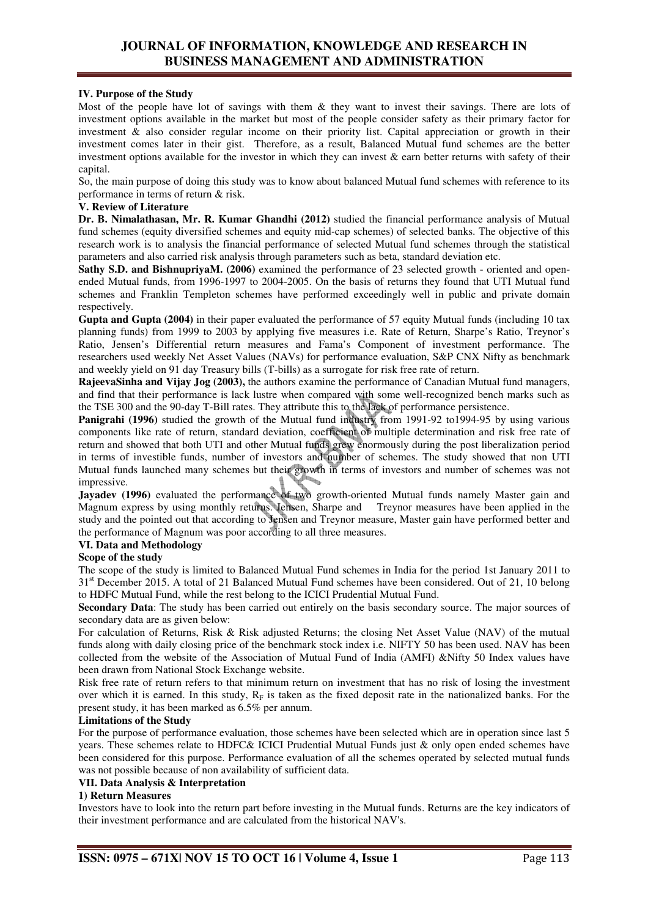## IV. Purpose of the Study

Most of the people have lot of savings with them & they want to invest their savings. There are lots of investment options available in the market but most of the people consider safety as their primary factor for investment & also consider regular income on their priority list. Capital appreciation or growth in their investment comes later in their gist. Therefore, as a result, Balanced Mutual fund schemes are the better investment options available for the investor in which they can invest & earn better returns with safety of their capital.

So, the main purpose of doing this study was to know about balanced Mutual fund schemes with reference to its performance in terms of return & risk.

## V. Review of Literature

**Dr. B. Nimalathasan, Mr. R. Kumar Ghandhi (2012)** studied the financial performance analysis of Mutual fund schemes (equity diversified schemes and equity mid-cap schemes) of selected banks. The objective of this research work is to analysis the financial performance of selected Mutual fund schemes through the statistical parameters and also carried risk analysis through parameters such as beta, standard deviation etc.

**Sathy S.D. and BishnupriyaM. (2006)** examined the performance of 23 selected growth - oriented and open-ended Mutual funds, from 1996-1997 to 2004-2005. On the basis of returns they found that UTI Mutual fund schemes and Franklin Templeton schemes have performed exceedingly well in public and private domain respectively.

**Gupta and Gupta (2004)** in their paper evaluated the performance of 57 equity Mutual funds (including 10 tax planning funds) from 1999 to 2003 by applying five measures i.e. Rate of Return, Sharpe's Ratio, Treynor's Ratio, Jensen's Differential return measures and Fama's Component of investment performance. The researchers used weekly Net Asset Values (NAVs) for performance evaluation, S&P CNX Nifty as benchmark and weekly yield on 91 day Treasury bills (T-bills) as a surrogate for risk free rate of return.

**RajeevaSinha and Vijay Jog (2003),** the authors examine the performance of Canadian Mutual fund managers, and find that their performance is lack lustre when compared with some well-recognized bench marks such as the TSE 300 and the 90-day T-Bill rates. They attribute this to the lack of performance persistence.

**Panigrahi (1996)** studied the growth of the Mutual fund industry from 1991-92 to1994-95 by using various components like rate of return, standard deviation, coefficient of multiple determination and risk free rate of return and showed that both UTI and other Mutual funds grew enormously during the post liberalization period in terms of investible funds, number of investors and number of schemes. The study showed that non UTI Mutual funds launched many schemes but their growth in terms of investors and number of schemes was not impressive.

**Jayadev (1996)** evaluated the performance of two growth-oriented Mutual funds namely Master gain and Magnum express by using monthly returns. Jensen, Sharpe and Treynor measures have been applied in the study and the pointed out that according to Jensen and Treynor measure, Master gain have performed better and the performance of Magnum was poor according to all three measures.

## VI. Data and Methodology

### Scope of the study

The scope of the study is limited to Balanced Mutual Fund schemes in India for the period 1st January 2011 to 31st December 2015. A total of 21 Balanced Mutual Fund schemes have been considered. Out of 21, 10 belong to HDFC Mutual Fund, while the rest belong to the ICICI Prudential Mutual Fund.

**Secondary Data**: The study has been carried out entirely on the basis secondary source. The major sources of secondary data are as given below:

For calculation of Returns, Risk & Risk adjusted Returns; the closing Net Asset Value (NAV) of the mutual funds along with daily closing price of the benchmark stock index i.e. NIFTY 50 has been used. NAV has been collected from the website of the Association of Mutual Fund of India (AMFI) &Nifty 50 Index values have been drawn from National Stock Exchange website.

Risk free rate of return refers to that minimum return on investment that has no risk of losing the investment over which it is earned. In this study, $R_F$ is taken as the fixed deposit rate in the nationalized banks. For the present study, it has been marked as 6.5% per annum.

### Limitations of the Study

For the purpose of performance evaluation, those schemes have been selected which are in operation since last 5 years. These schemes relate to HDFC& ICICI Prudential Mutual Funds just & only open ended schemes have been considered for this purpose. Performance evaluation of all the schemes operated by selected mutual funds was not possible because of non availability of sufficient data.

## VII. Data Analysis & Interpretation

### 1) Return Measures

Investors have to look into the return part before investing in the Mutual funds. Returns are the key indicators of their investment performance and are calculated from the historical NAV's.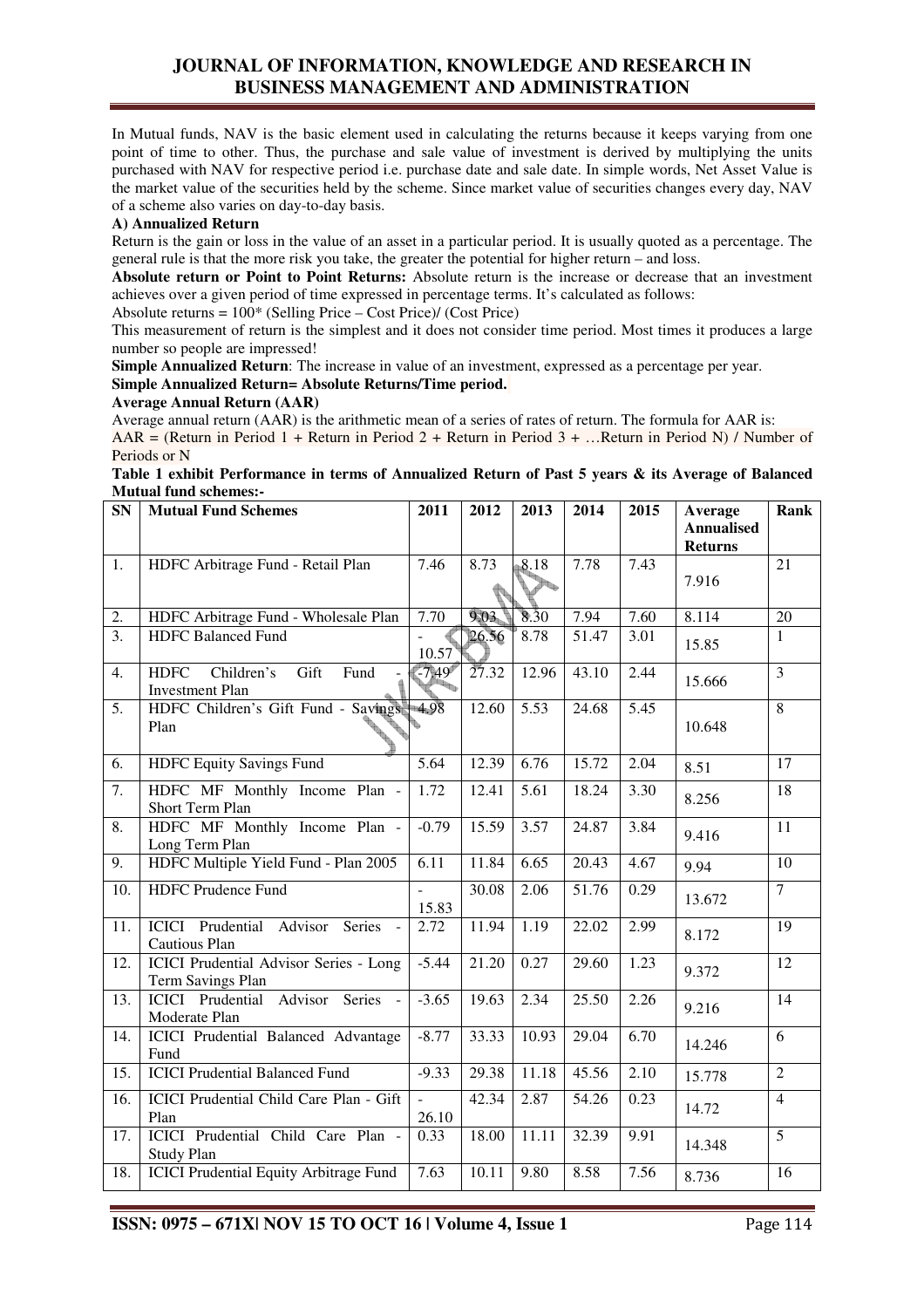In Mutual funds, NAV is the basic element used in calculating the returns because it keeps varying from one point of time to other. Thus, the purchase and sale value of investment is derived by multiplying the units purchased with NAV for respective period i.e. purchase date and sale date. In simple words, Net Asset Value is the market value of the securities held by the scheme. Since market value of securities changes every day, NAV of a scheme also varies on day-to-day basis.

**A) Annualized Return**

Return is the gain or loss in the value of an asset in a particular period. It is usually quoted as a percentage. The general rule is that the more risk you take, the greater the potential for higher return – and loss.

**Absolute return or Point to Point Returns:** Absolute return is the increase or decrease that an investment achieves over a given period of time expressed in percentage terms. It's calculated as follows:

Absolute returns = 100* (Selling Price – Cost Price)/ (Cost Price)

This measurement of return is the simplest and it does not consider time period. Most times it produces a large number so people are impressed!

**Simple Annualized Return**: The increase in value of an investment, expressed as a percentage per year.

**Simple Annualized Return= Absolute Returns/Time period.**

**Average Annual Return (AAR)**

Average annual return (AAR) is the arithmetic mean of a series of rates of return. The formula for AAR is:

AAR = (Return in Period 1 + Return in Period 2 + Return in Period 3 + …Return in Period N) / Number of Periods or N

**Table 1 exhibit Performance in terms of Annualized Return of Past 5 years & its Average of Balanced Mutual fund schemes:-**

| SN | Mutual Fund Schemes | 2011 | 2012 | 2013 | 2014 | 2015 | Average Annualised Returns | Rank |
|---|---|---|---|---|---|---|---|---|
| 1. | HDFC Arbitrage Fund - Retail Plan | 7.46 | 8.73 | 8.18 | 7.78 | 7.43 | 7.916 | 21 |
| 2. | HDFC Arbitrage Fund - Wholesale Plan | 7.70 | 9.03 | 8.30 | 7.94 | 7.60 | 8.114 | 20 |
| 3. | HDFC Balanced Fund | -10.57 | 26.56 | 8.78 | 51.47 | 3.01 | 15.85 | 1 |
| 4. | HDFC Children's Gift Fund - Investment Plan | -7.49 | 27.32 | 12.96 | 43.10 | 2.44 | 15.666 | 3 |
| 5. | HDFC Children's Gift Fund - Savings Plan | 4.98 | 12.60 | 5.53 | 24.68 | 5.45 | 10.648 | 8 |
| 6. | HDFC Equity Savings Fund | 5.64 | 12.39 | 6.76 | 15.72 | 2.04 | 8.51 | 17 |
| 7. | HDFC MF Monthly Income Plan - Short Term Plan | 1.72 | 12.41 | 5.61 | 18.24 | 3.30 | 8.256 | 18 |
| 8. | HDFC MF Monthly Income Plan - Long Term Plan | -0.79 | 15.59 | 3.57 | 24.87 | 3.84 | 9.416 | 11 |
| 9. | HDFC Multiple Yield Fund - Plan 2005 | 6.11 | 11.84 | 6.65 | 20.43 | 4.67 | 9.94 | 10 |
| 10. | HDFC Prudence Fund | -15.83 | 30.08 | 2.06 | 51.76 | 0.29 | 13.672 | 7 |
| 11. | ICICI Prudential Advisor Series - Cautious Plan | 2.72 | 11.94 | 1.19 | 22.02 | 2.99 | 8.172 | 19 |
| 12. | ICICI Prudential Advisor Series - Long Term Savings Plan | -5.44 | 21.20 | 0.27 | 29.60 | 1.23 | 9.372 | 12 |
| 13. | ICICI Prudential Advisor Series - Moderate Plan | -3.65 | 19.63 | 2.34 | 25.50 | 2.26 | 9.216 | 14 |
| 14. | ICICI Prudential Balanced Advantage Fund | -8.77 | 33.33 | 10.93 | 29.04 | 6.70 | 14.246 | 6 |
| 15. | ICICI Prudential Balanced Fund | -9.33 | 29.38 | 11.18 | 45.56 | 2.10 | 15.778 | 2 |
| 16. | ICICI Prudential Child Care Plan - Gift Plan | -26.10 | 42.34 | 2.87 | 54.26 | 0.23 | 14.72 | 4 |
| 17. | ICICI Prudential Child Care Plan - Study Plan | 0.33 | 18.00 | 11.11 | 32.39 | 9.91 | 14.348 | 5 |
| 18. | ICICI Prudential Equity Arbitrage Fund | 7.63 | 10.11 | 9.80 | 8.58 | 7.56 | 8.736 | 16 |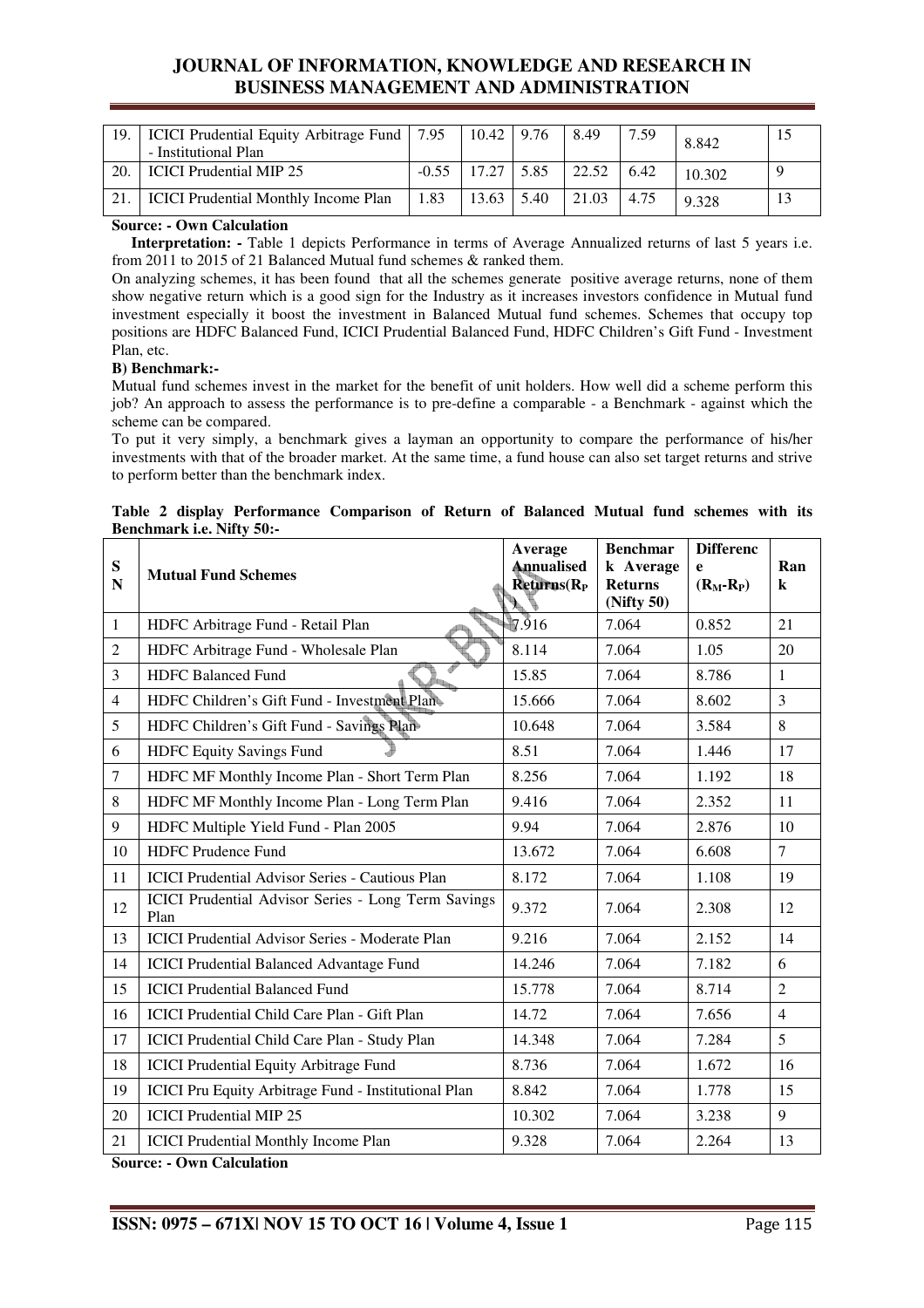| 19. | ICICI Prudential Equity Arbitrage Fund - Institutional Plan | 7.95 | 10.42 | 9.76 | 8.49 | 7.59 | 8.842 | 15 |
|---|---|---|---|---|---|---|---|---|
| 20. | ICICI Prudential MIP 25 | -0.55 | 17.27 | 5.85 | 22.52 | 6.42 | 10.302 | 9 |
| 21. | ICICI Prudential Monthly Income Plan | 1.83 | 13.63 | 5.40 | 21.03 | 4.75 | 9.328 | 13 |

**Source: - Own Calculation**

**Interpretation: -** Table 1 depicts Performance in terms of Average Annualized returns of last 5 years i.e. from 2011 to 2015 of 21 Balanced Mutual fund schemes & ranked them.

On analyzing schemes, it has been found that all the schemes generate positive average returns, none of them show negative return which is a good sign for the Industry as it increases investors confidence in Mutual fund investment especially it boost the investment in Balanced Mutual fund schemes. Schemes that occupy top positions are HDFC Balanced Fund, ICICI Prudential Balanced Fund, HDFC Children's Gift Fund - Investment Plan, etc.

**B) Benchmark:-**

Mutual fund schemes invest in the market for the benefit of unit holders. How well did a scheme perform this job? An approach to assess the performance is to pre-define a comparable - a Benchmark - against which the scheme can be compared.

To put it very simply, a benchmark gives a layman an opportunity to compare the performance of his/her investments with that of the broader market. At the same time, a fund house can also set target returns and strive to perform better than the benchmark index.

**Table 2 display Performance Comparison of Return of Balanced Mutual fund schemes with its Benchmark i.e. Nifty 50:-**

| SN | Mutual Fund Schemes | Average Annualised Returns($R_P$) | Benchmark Average Returns (Nifty 50) | Difference ($R_M$-$R_P$) | Rank |
|---|---|---|---|---|---|
| 1 | HDFC Arbitrage Fund - Retail Plan | 7.916 | 7.064 | 0.852 | 21 |
| 2 | HDFC Arbitrage Fund - Wholesale Plan | 8.114 | 7.064 | 1.05 | 20 |
| 3 | HDFC Balanced Fund | 15.85 | 7.064 | 8.786 | 1 |
| 4 | HDFC Children's Gift Fund - Investment Plan | 15.666 | 7.064 | 8.602 | 3 |
| 5 | HDFC Children's Gift Fund - Savings Plan | 10.648 | 7.064 | 3.584 | 8 |
| 6 | HDFC Equity Savings Fund | 8.51 | 7.064 | 1.446 | 17 |
| 7 | HDFC MF Monthly Income Plan - Short Term Plan | 8.256 | 7.064 | 1.192 | 18 |
| 8 | HDFC MF Monthly Income Plan - Long Term Plan | 9.416 | 7.064 | 2.352 | 11 |
| 9 | HDFC Multiple Yield Fund - Plan 2005 | 9.94 | 7.064 | 2.876 | 10 |
| 10 | HDFC Prudence Fund | 13.672 | 7.064 | 6.608 | 7 |
| 11 | ICICI Prudential Advisor Series - Cautious Plan | 8.172 | 7.064 | 1.108 | 19 |
| 12 | ICICI Prudential Advisor Series - Long Term Savings Plan | 9.372 | 7.064 | 2.308 | 12 |
| 13 | ICICI Prudential Advisor Series - Moderate Plan | 9.216 | 7.064 | 2.152 | 14 |
| 14 | ICICI Prudential Balanced Advantage Fund | 14.246 | 7.064 | 7.182 | 6 |
| 15 | ICICI Prudential Balanced Fund | 15.778 | 7.064 | 8.714 | 2 |
| 16 | ICICI Prudential Child Care Plan - Gift Plan | 14.72 | 7.064 | 7.656 | 4 |
| 17 | ICICI Prudential Child Care Plan - Study Plan | 14.348 | 7.064 | 7.284 | 5 |
| 18 | ICICI Prudential Equity Arbitrage Fund | 8.736 | 7.064 | 1.672 | 16 |
| 19 | ICICI Pru Equity Arbitrage Fund - Institutional Plan | 8.842 | 7.064 | 1.778 | 15 |
| 20 | ICICI Prudential MIP 25 | 10.302 | 7.064 | 3.238 | 9 |
| 21 | ICICI Prudential Monthly Income Plan | 9.328 | 7.064 | 2.264 | 13 |

**Source: - Own Calculation**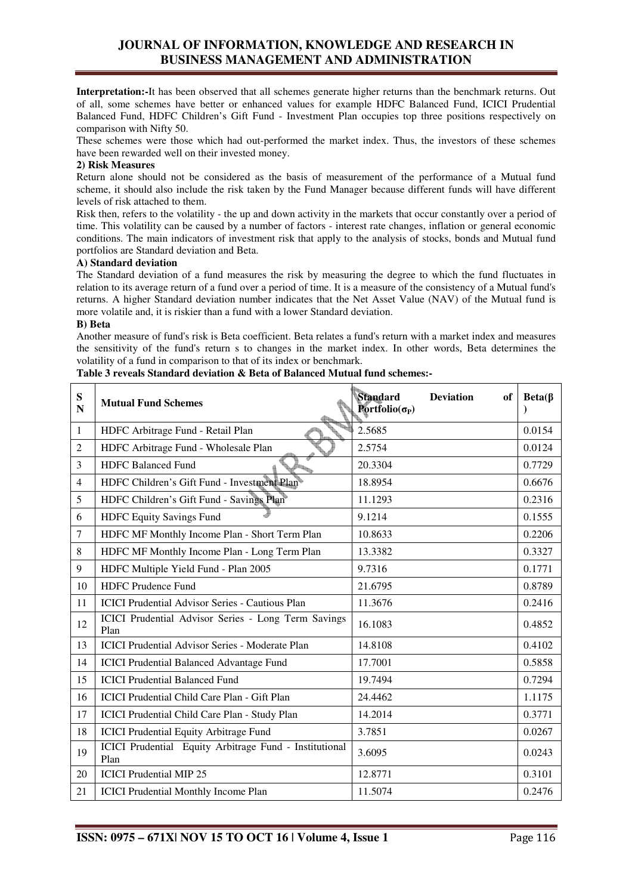**Interpretation:-**It has been observed that all schemes generate higher returns than the benchmark returns. Out of all, some schemes have better or enhanced values for example HDFC Balanced Fund, ICICI Prudential Balanced Fund, HDFC Children's Gift Fund - Investment Plan occupies top three positions respectively on comparison with Nifty 50.

These schemes were those which had out-performed the market index. Thus, the investors of these schemes have been rewarded well on their invested money.

**2) Risk Measures**

Return alone should not be considered as the basis of measurement of the performance of a Mutual fund scheme, it should also include the risk taken by the Fund Manager because different funds will have different levels of risk attached to them.

Risk then, refers to the volatility - the up and down activity in the markets that occur constantly over a period of time. This volatility can be caused by a number of factors - interest rate changes, inflation or general economic conditions. The main indicators of investment risk that apply to the analysis of stocks, bonds and Mutual fund portfolios are Standard deviation and Beta.

**A) Standard deviation**

The Standard deviation of a fund measures the risk by measuring the degree to which the fund fluctuates in relation to its average return of a fund over a period of time. It is a measure of the consistency of a Mutual fund's returns. A higher Standard deviation number indicates that the Net Asset Value (NAV) of the Mutual fund is more volatile and, it is riskier than a fund with a lower Standard deviation.

**B) Beta**

Another measure of fund's risk is Beta coefficient. Beta relates a fund's return with a market index and measures the sensitivity of the fund's return s to changes in the market index. In other words, Beta determines the volatility of a fund in comparison to that of its index or benchmark.

**Table 3 reveals Standard deviation & Beta of Balanced Mutual fund schemes:-**

| SN | Mutual Fund Schemes | Standard Deviation of Portfolio($\sigma_P$) | Beta(β) |
|---|---|---|---|
| 1 | HDFC Arbitrage Fund - Retail Plan | 2.5685 | 0.0154 |
| 2 | HDFC Arbitrage Fund - Wholesale Plan | 2.5754 | 0.0124 |
| 3 | HDFC Balanced Fund | 20.3304 | 0.7729 |
| 4 | HDFC Children's Gift Fund - Investment Plan | 18.8954 | 0.6676 |
| 5 | HDFC Children's Gift Fund - Savings Plan | 11.1293 | 0.2316 |
| 6 | HDFC Equity Savings Fund | 9.1214 | 0.1555 |
| 7 | HDFC MF Monthly Income Plan - Short Term Plan | 10.8633 | 0.2206 |
| 8 | HDFC MF Monthly Income Plan - Long Term Plan | 13.3382 | 0.3327 |
| 9 | HDFC Multiple Yield Fund - Plan 2005 | 9.7316 | 0.1771 |
| 10 | HDFC Prudence Fund | 21.6795 | 0.8789 |
| 11 | ICICI Prudential Advisor Series - Cautious Plan | 11.3676 | 0.2416 |
| 12 | ICICI Prudential Advisor Series - Long Term Savings Plan | 16.1083 | 0.4852 |
| 13 | ICICI Prudential Advisor Series - Moderate Plan | 14.8108 | 0.4102 |
| 14 | ICICI Prudential Balanced Advantage Fund | 17.7001 | 0.5858 |
| 15 | ICICI Prudential Balanced Fund | 19.7494 | 0.7294 |
| 16 | ICICI Prudential Child Care Plan - Gift Plan | 24.4462 | 1.1175 |
| 17 | ICICI Prudential Child Care Plan - Study Plan | 14.2014 | 0.3771 |
| 18 | ICICI Prudential Equity Arbitrage Fund | 3.7851 | 0.0267 |
| 19 | ICICI Prudential Equity Arbitrage Fund - Institutional Plan | 3.6095 | 0.0243 |
| 20 | ICICI Prudential MIP 25 | 12.8771 | 0.3101 |
| 21 | ICICI Prudential Monthly Income Plan | 11.5074 | 0.2476 |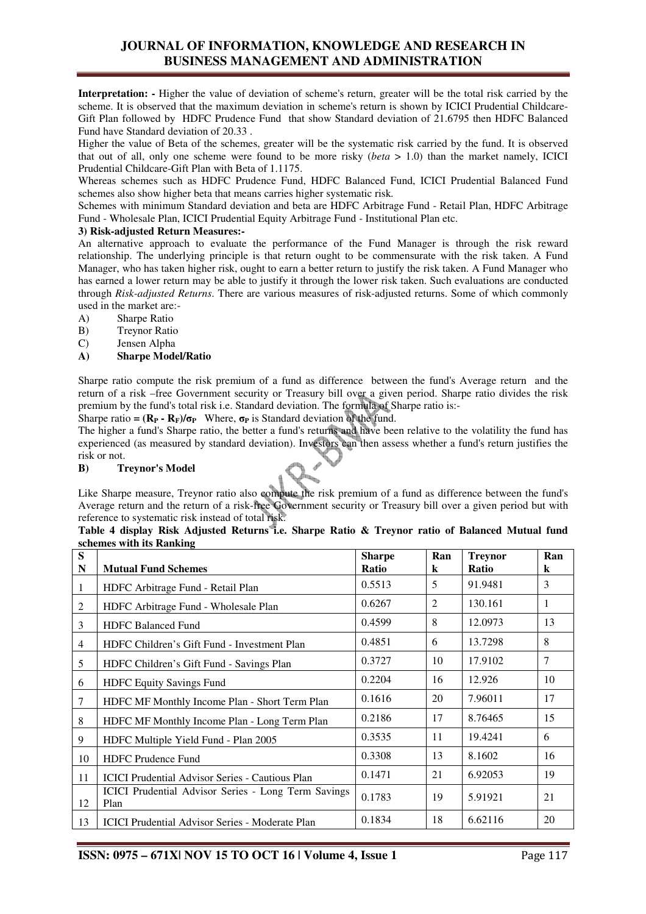**Interpretation: -** Higher the value of deviation of scheme's return, greater will be the total risk carried by the scheme. It is observed that the maximum deviation in scheme's return is shown by ICICI Prudential Childcare-Gift Plan followed by HDFC Prudence Fund that show Standard deviation of 21.6795 then HDFC Balanced Fund have Standard deviation of 20.33 .

Higher the value of Beta of the schemes, greater will be the systematic risk carried by the fund. It is observed that out of all, only one scheme were found to be more risky (*beta* > 1.0) than the market namely, ICICI Prudential Childcare-Gift Plan with Beta of 1.1175.

Whereas schemes such as HDFC Prudence Fund, HDFC Balanced Fund, ICICI Prudential Balanced Fund schemes also show higher beta that means carries higher systematic risk.

Schemes with minimum Standard deviation and beta are HDFC Arbitrage Fund - Retail Plan, HDFC Arbitrage Fund - Wholesale Plan, ICICI Prudential Equity Arbitrage Fund - Institutional Plan etc.

**3) Risk-adjusted Return Measures:-**

An alternative approach to evaluate the performance of the Fund Manager is through the risk reward relationship. The underlying principle is that return ought to be commensurate with the risk taken. A Fund Manager, who has taken higher risk, ought to earn a better return to justify the risk taken. A Fund Manager who has earned a lower return may be able to justify it through the lower risk taken. Such evaluations are conducted through *Risk-adjusted Returns*. There are various measures of risk-adjusted returns. Some of which commonly used in the market are:-

A) Sharpe Ratio
B) Treynor Ratio
C) Jensen Alpha

**A) Sharpe Model/Ratio**

Sharpe ratio compute the risk premium of a fund as difference between the fund's Average return and the return of a risk –free Government security or Treasury bill over a given period. Sharpe ratio divides the risk premium by the fund's total risk i.e. Standard deviation. The formula of Sharpe ratio is:-

Sharpe ratio = $(R_P - R_F)/\sigma_P$ Where, $\sigma_P$ is Standard deviation of the fund.

The higher a fund's Sharpe ratio, the better a fund's returns and have been relative to the volatility the fund has experienced (as measured by standard deviation). Investors can then assess whether a fund's return justifies the risk or not.

**B) Treynor's Model**

Like Sharpe measure, Treynor ratio also compute the risk premium of a fund as difference between the fund's Average return and the return of a risk-free Government security or Treasury bill over a given period but with reference to systematic risk instead of total risk.

**Table 4 display Risk Adjusted Returns i.e. Sharpe Ratio & Treynor ratio of Balanced Mutual fund schemes with its Ranking**

| SN | Mutual Fund Schemes | Sharpe Ratio | Rank | Treynor Ratio | Rank |
|---|---|---|---|---|---|
| 1 | HDFC Arbitrage Fund - Retail Plan | 0.5513 | 5 | 91.9481 | 3 |
| 2 | HDFC Arbitrage Fund - Wholesale Plan | 0.6267 | 2 | 130.161 | 1 |
| 3 | HDFC Balanced Fund | 0.4599 | 8 | 12.0973 | 13 |
| 4 | HDFC Children's Gift Fund - Investment Plan | 0.4851 | 6 | 13.7298 | 8 |
| 5 | HDFC Children's Gift Fund - Savings Plan | 0.3727 | 10 | 17.9102 | 7 |
| 6 | HDFC Equity Savings Fund | 0.2204 | 16 | 12.926 | 10 |
| 7 | HDFC MF Monthly Income Plan - Short Term Plan | 0.1616 | 20 | 7.96011 | 17 |
| 8 | HDFC MF Monthly Income Plan - Long Term Plan | 0.2186 | 17 | 8.76465 | 15 |
| 9 | HDFC Multiple Yield Fund - Plan 2005 | 0.3535 | 11 | 19.4241 | 6 |
| 10 | HDFC Prudence Fund | 0.3308 | 13 | 8.1602 | 16 |
| 11 | ICICI Prudential Advisor Series - Cautious Plan | 0.1471 | 21 | 6.92053 | 19 |
| 12 | ICICI Prudential Advisor Series - Long Term Savings Plan | 0.1783 | 19 | 5.91921 | 21 |
| 13 | ICICI Prudential Advisor Series - Moderate Plan | 0.1834 | 18 | 6.62116 | 20 |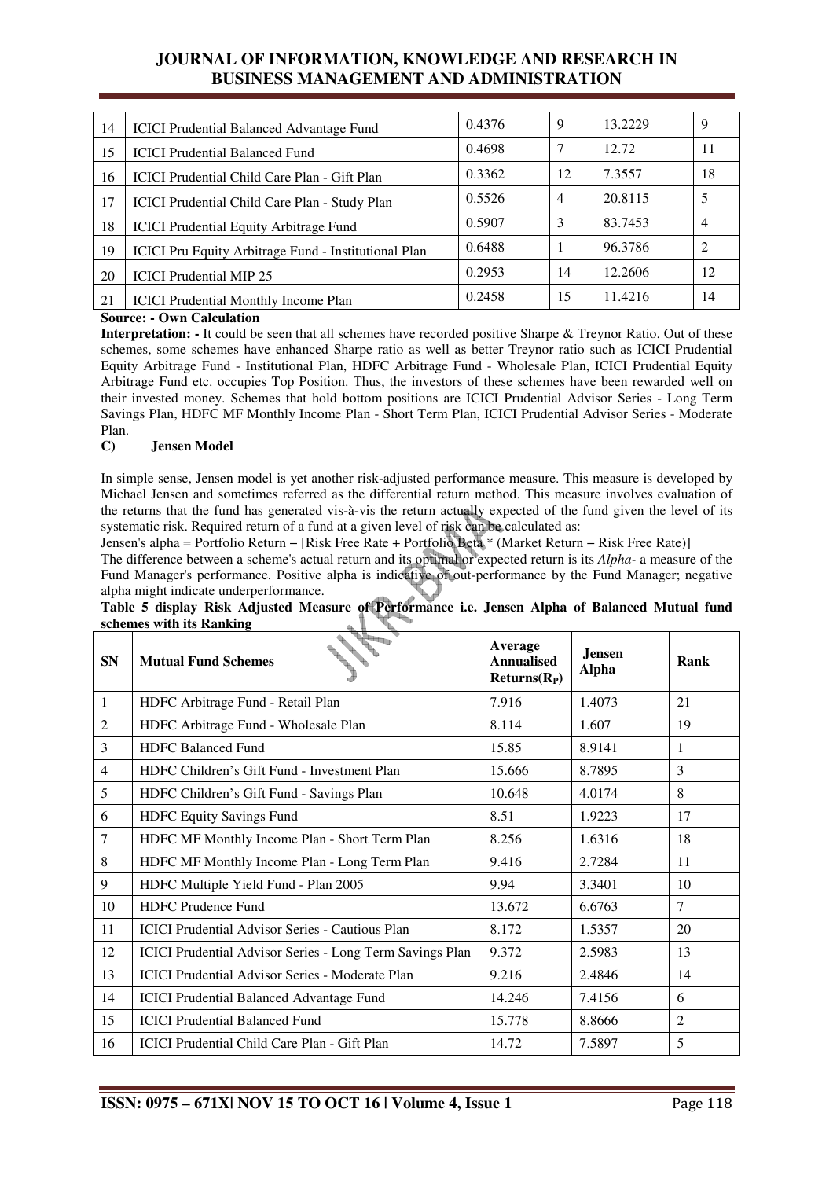| 14 | ICICI Prudential Balanced Advantage Fund | 0.4376 | 9 | 13.2229 | 9 |
|---|---|---|---|---|---|
| 15 | ICICI Prudential Balanced Fund | 0.4698 | 7 | 12.72 | 11 |
| 16 | ICICI Prudential Child Care Plan - Gift Plan | 0.3362 | 12 | 7.3557 | 18 |
| 17 | ICICI Prudential Child Care Plan - Study Plan | 0.5526 | 4 | 20.8115 | 5 |
| 18 | ICICI Prudential Equity Arbitrage Fund | 0.5907 | 3 | 83.7453 | 4 |
| 19 | ICICI Pru Equity Arbitrage Fund - Institutional Plan | 0.6488 | 1 | 96.3786 | 2 |
| 20 | ICICI Prudential MIP 25 | 0.2953 | 14 | 12.2606 | 12 |
| 21 | ICICI Prudential Monthly Income Plan | 0.2458 | 15 | 11.4216 | 14 |

**Source: - Own Calculation**

**Interpretation: -** It could be seen that all schemes have recorded positive Sharpe & Treynor Ratio. Out of these schemes, some schemes have enhanced Sharpe ratio as well as better Treynor ratio such as ICICI Prudential Equity Arbitrage Fund - Institutional Plan, HDFC Arbitrage Fund - Wholesale Plan, ICICI Prudential Equity Arbitrage Fund etc. occupies Top Position. Thus, the investors of these schemes have been rewarded well on their invested money. Schemes that hold bottom positions are ICICI Prudential Advisor Series - Long Term Savings Plan, HDFC MF Monthly Income Plan - Short Term Plan, ICICI Prudential Advisor Series - Moderate Plan.

### C) Jensen Model

In simple sense, Jensen model is yet another risk-adjusted performance measure. This measure is developed by Michael Jensen and sometimes referred as the differential return method. This measure involves evaluation of the returns that the fund has generated vis-à-vis the return actually expected of the fund given the level of its systematic risk. Required return of a fund at a given level of risk can be calculated as:

Jensen's alpha = Portfolio Return − [Risk Free Rate + Portfolio Beta * (Market Return − Risk Free Rate)]

The difference between a scheme's actual return and its optimal or expected return is its *Alpha*- a measure of the Fund Manager's performance. Positive alpha is indicative of out-performance by the Fund Manager; negative alpha might indicate underperformance.

**Table 5 display Risk Adjusted Measure of Performance i.e. Jensen Alpha of Balanced Mutual fund schemes with its Ranking**

| SN | Mutual Fund Schemes | Average Annualised Returns($R_P$) | Jensen Alpha | Rank |
|---|---|---|---|---|
| 1 | HDFC Arbitrage Fund - Retail Plan | 7.916 | 1.4073 | 21 |
| 2 | HDFC Arbitrage Fund - Wholesale Plan | 8.114 | 1.607 | 19 |
| 3 | HDFC Balanced Fund | 15.85 | 8.9141 | 1 |
| 4 | HDFC Children's Gift Fund - Investment Plan | 15.666 | 8.7895 | 3 |
| 5 | HDFC Children's Gift Fund - Savings Plan | 10.648 | 4.0174 | 8 |
| 6 | HDFC Equity Savings Fund | 8.51 | 1.9223 | 17 |
| 7 | HDFC MF Monthly Income Plan - Short Term Plan | 8.256 | 1.6316 | 18 |
| 8 | HDFC MF Monthly Income Plan - Long Term Plan | 9.416 | 2.7284 | 11 |
| 9 | HDFC Multiple Yield Fund - Plan 2005 | 9.94 | 3.3401 | 10 |
| 10 | HDFC Prudence Fund | 13.672 | 6.6763 | 7 |
| 11 | ICICI Prudential Advisor Series - Cautious Plan | 8.172 | 1.5357 | 20 |
| 12 | ICICI Prudential Advisor Series - Long Term Savings Plan | 9.372 | 2.5983 | 13 |
| 13 | ICICI Prudential Advisor Series - Moderate Plan | 9.216 | 2.4846 | 14 |
| 14 | ICICI Prudential Balanced Advantage Fund | 14.246 | 7.4156 | 6 |
| 15 | ICICI Prudential Balanced Fund | 15.778 | 8.8666 | 2 |
| 16 | ICICI Prudential Child Care Plan - Gift Plan | 14.72 | 7.5897 | 5 |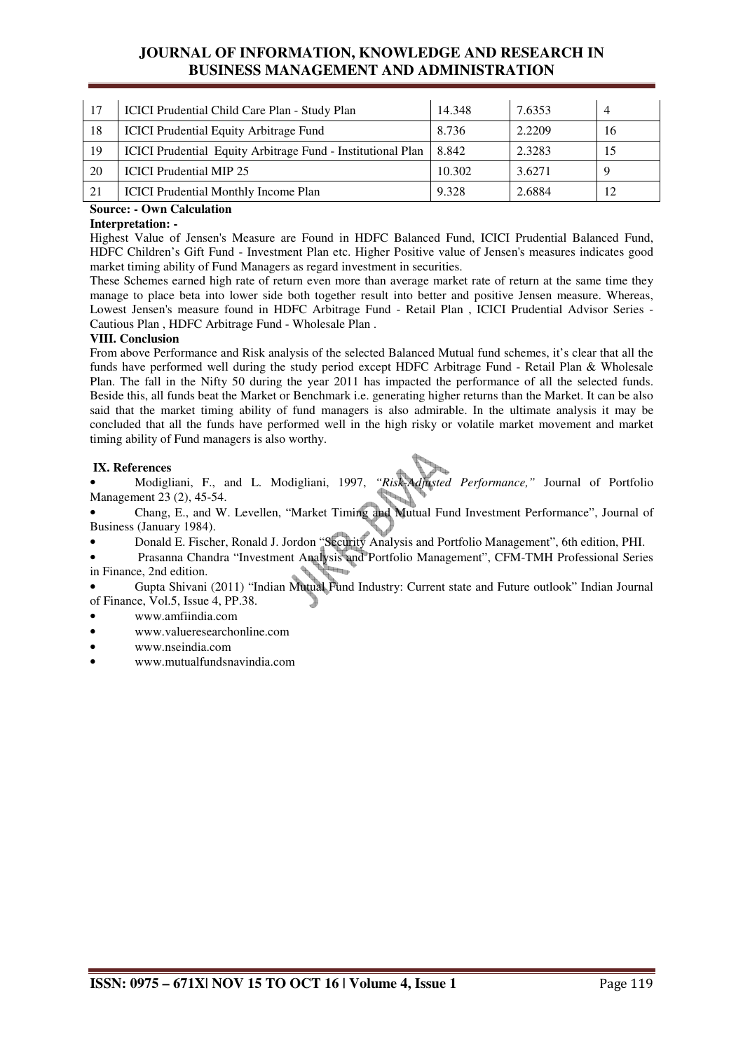| | | | | |
|---|---|---|---|---|
| 17 | ICICI Prudential Child Care Plan - Study Plan | 14.348 | 7.6353 | 4 |
| 18 | ICICI Prudential Equity Arbitrage Fund | 8.736 | 2.2209 | 16 |
| 19 | ICICI Prudential Equity Arbitrage Fund - Institutional Plan | 8.842 | 2.3283 | 15 |
| 20 | ICICI Prudential MIP 25 | 10.302 | 3.6271 | 9 |
| 21 | ICICI Prudential Monthly Income Plan | 9.328 | 2.6884 | 12 |

**Source: - Own Calculation**

**Interpretation: -**

Highest Value of Jensen's Measure are Found in HDFC Balanced Fund, ICICI Prudential Balanced Fund, HDFC Children's Gift Fund - Investment Plan etc. Higher Positive value of Jensen's measures indicates good market timing ability of Fund Managers as regard investment in securities.

These Schemes earned high rate of return even more than average market rate of return at the same time they manage to place beta into lower side both together result into better and positive Jensen measure. Whereas, Lowest Jensen's measure found in HDFC Arbitrage Fund - Retail Plan , ICICI Prudential Advisor Series - Cautious Plan , HDFC Arbitrage Fund - Wholesale Plan .

## VIII. Conclusion

From above Performance and Risk analysis of the selected Balanced Mutual fund schemes, it's clear that all the funds have performed well during the study period except HDFC Arbitrage Fund - Retail Plan & Wholesale Plan. The fall in the Nifty 50 during the year 2011 has impacted the performance of all the selected funds. Beside this, all funds beat the Market or Benchmark i.e. generating higher returns than the Market. It can be also said that the market timing ability of fund managers is also admirable. In the ultimate analysis it may be concluded that all the funds have performed well in the high risky or volatile market movement and market timing ability of Fund managers is also worthy.

## IX. References

- Modigliani, F., and L. Modigliani, 1997, *"Risk-Adjusted Performance,"* Journal of Portfolio Management 23 (2), 45-54.
- Chang, E., and W. Levellen, "Market Timing and Mutual Fund Investment Performance", Journal of Business (January 1984).
- Donald E. Fischer, Ronald J. Jordon "Security Analysis and Portfolio Management", 6th edition, PHI.
- Prasanna Chandra "Investment Analysis and Portfolio Management", CFM-TMH Professional Series in Finance, 2nd edition.
- Gupta Shivani (2011) "Indian Mutual Fund Industry: Current state and Future outlook" Indian Journal of Finance, Vol.5, Issue 4, PP.38.
- www.amfiindia.com
- www.valueresearchonline.com
- www.nseindia.com
- www.mutualfundsnavindia.com